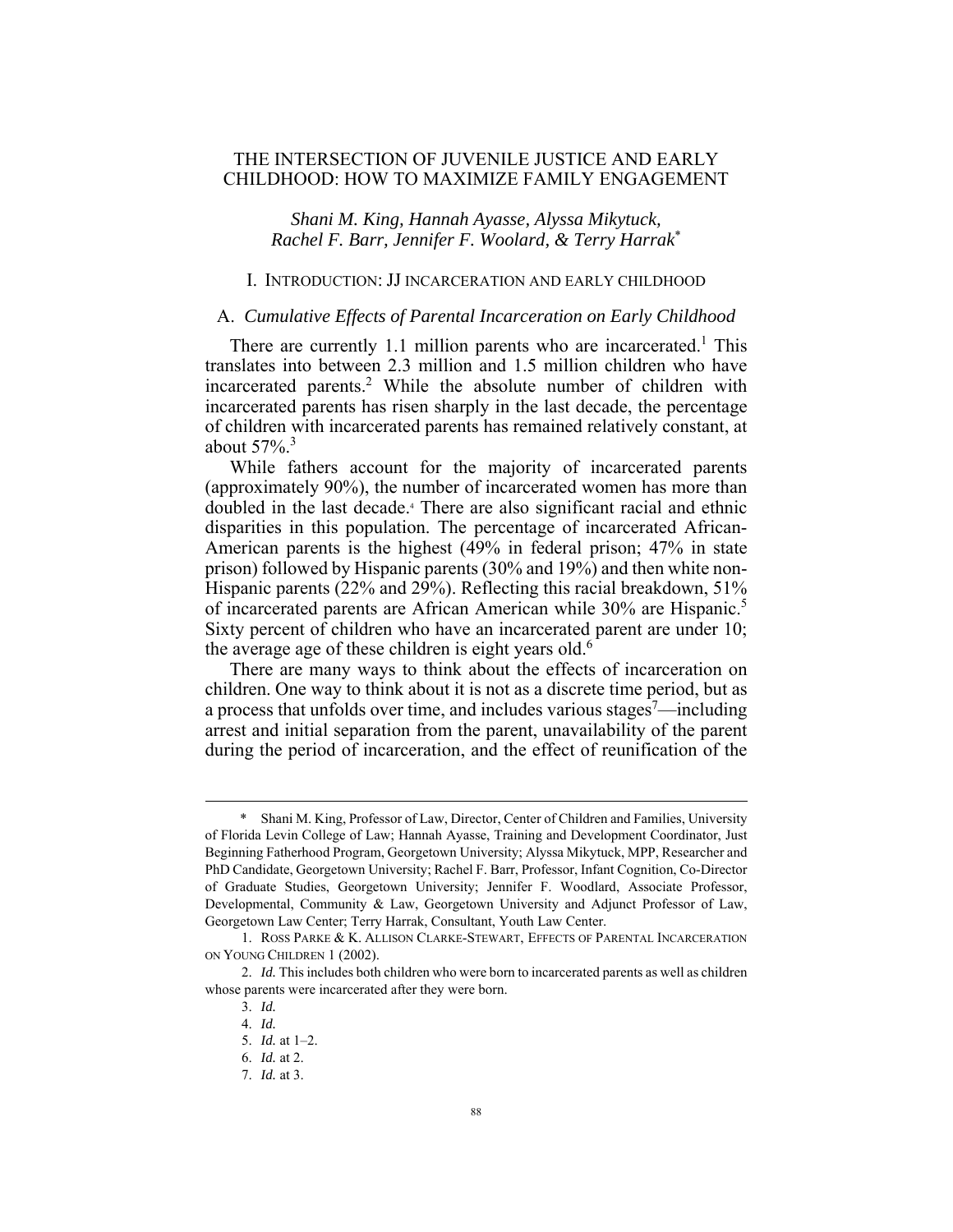# THE INTERSECTION OF JUVENILE JUSTICE AND EARLY CHILDHOOD: HOW TO MAXIMIZE FAMILY ENGAGEMENT

*Shani M. King, Hannah Ayasse, Alyssa Mikytuck, Rachel F. Barr, Jennifer F. Woolard, & Terry Harrak*[*]

## I. INTRODUCTION: JJ INCARCERATION AND EARLY CHILDHOOD

### A. *Cumulative Effects of Parental Incarceration on Early Childhood*

There are currently 1.1 million parents who are incarcerated.[1] This translates into between 2.3 million and 1.5 million children who have incarcerated parents.[2] While the absolute number of children with incarcerated parents has risen sharply in the last decade, the percentage of children with incarcerated parents has remained relatively constant, at about 57%.[3]

While fathers account for the majority of incarcerated parents (approximately 90%), the number of incarcerated women has more than doubled in the last decade.[4] There are also significant racial and ethnic disparities in this population. The percentage of incarcerated African-American parents is the highest (49% in federal prison; 47% in state prison) followed by Hispanic parents (30% and 19%) and then white non-Hispanic parents (22% and 29%). Reflecting this racial breakdown, 51% of incarcerated parents are African American while 30% are Hispanic.[5] Sixty percent of children who have an incarcerated parent are under 10; the average age of these children is eight years old.[6]

There are many ways to think about the effects of incarceration on children. One way to think about it is not as a discrete time period, but as a process that unfolds over time, and includes various stages[7]—including arrest and initial separation from the parent, unavailability of the parent during the period of incarceration, and the effect of reunification of the

---

\* Shani M. King, Professor of Law, Director, Center of Children and Families, University of Florida Levin College of Law; Hannah Ayasse, Training and Development Coordinator, Just Beginning Fatherhood Program, Georgetown University; Alyssa Mikytuck, MPP, Researcher and PhD Candidate, Georgetown University; Rachel F. Barr, Professor, Infant Cognition, Co-Director of Graduate Studies, Georgetown University; Jennifer F. Woodlard, Associate Professor, Developmental, Community & Law, Georgetown University and Adjunct Professor of Law, Georgetown Law Center; Terry Harrak, Consultant, Youth Law Center.

1. ROSS PARKE & K. ALLISON CLARKE-STEWART, EFFECTS OF PARENTAL INCARCERATION ON YOUNG CHILDREN 1 (2002).

2. *Id.* This includes both children who were born to incarcerated parents as well as children whose parents were incarcerated after they were born.

3. *Id.*

4. *Id.*

5. *Id.* at 1–2.

6. *Id.* at 2.

7. *Id.* at 3.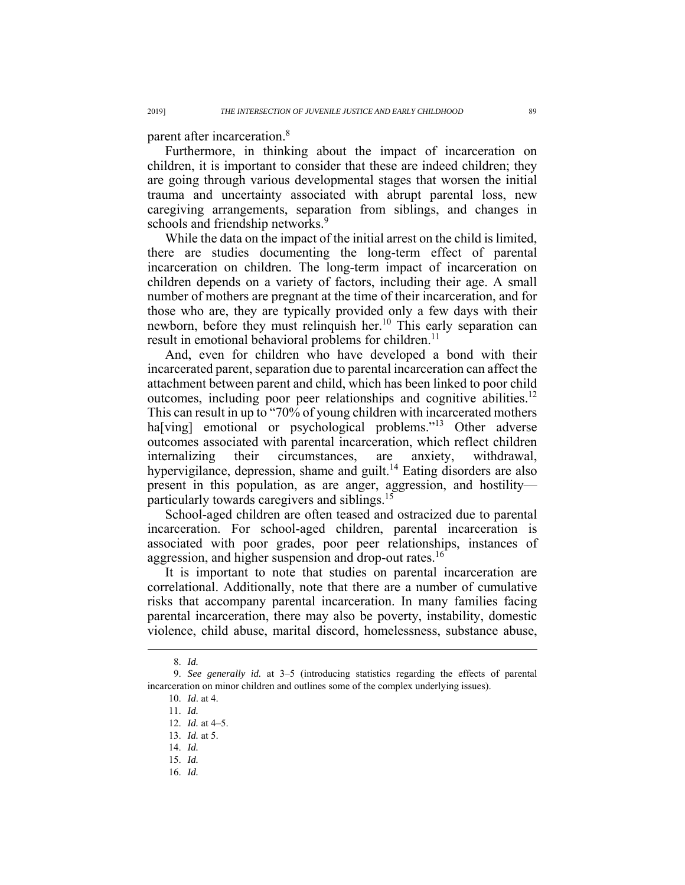parent after incarceration.[8]

Furthermore, in thinking about the impact of incarceration on children, it is important to consider that these are indeed children; they are going through various developmental stages that worsen the initial trauma and uncertainty associated with abrupt parental loss, new caregiving arrangements, separation from siblings, and changes in schools and friendship networks.[9]

While the data on the impact of the initial arrest on the child is limited, there are studies documenting the long-term effect of parental incarceration on children. The long-term impact of incarceration on children depends on a variety of factors, including their age. A small number of mothers are pregnant at the time of their incarceration, and for those who are, they are typically provided only a few days with their newborn, before they must relinquish her.[10] This early separation can result in emotional behavioral problems for children.[11]

And, even for children who have developed a bond with their incarcerated parent, separation due to parental incarceration can affect the attachment between parent and child, which has been linked to poor child outcomes, including poor peer relationships and cognitive abilities.[12] This can result in up to "70% of young children with incarcerated mothers ha[ving] emotional or psychological problems."[13] Other adverse outcomes associated with parental incarceration, which reflect children internalizing their circumstances, are anxiety, withdrawal, hypervigilance, depression, shame and guilt.[14] Eating disorders are also present in this population, as are anger, aggression, and hostility—particularly towards caregivers and siblings.[15]

School-aged children are often teased and ostracized due to parental incarceration. For school-aged children, parental incarceration is associated with poor grades, poor peer relationships, instances of aggression, and higher suspension and drop-out rates.[16]

It is important to note that studies on parental incarceration are correlational. Additionally, note that there are a number of cumulative risks that accompany parental incarceration. In many families facing parental incarceration, there may also be poverty, instability, domestic violence, child abuse, marital discord, homelessness, substance abuse,

---

8. *Id.*
9. *See generally id.* at 3–5 (introducing statistics regarding the effects of parental incarceration on minor children and outlines some of the complex underlying issues).
10. *Id*. at 4.
11. *Id.*
12. *Id.* at 4–5.
13. *Id.* at 5.
14. *Id.*
15. *Id.*
16. *Id.*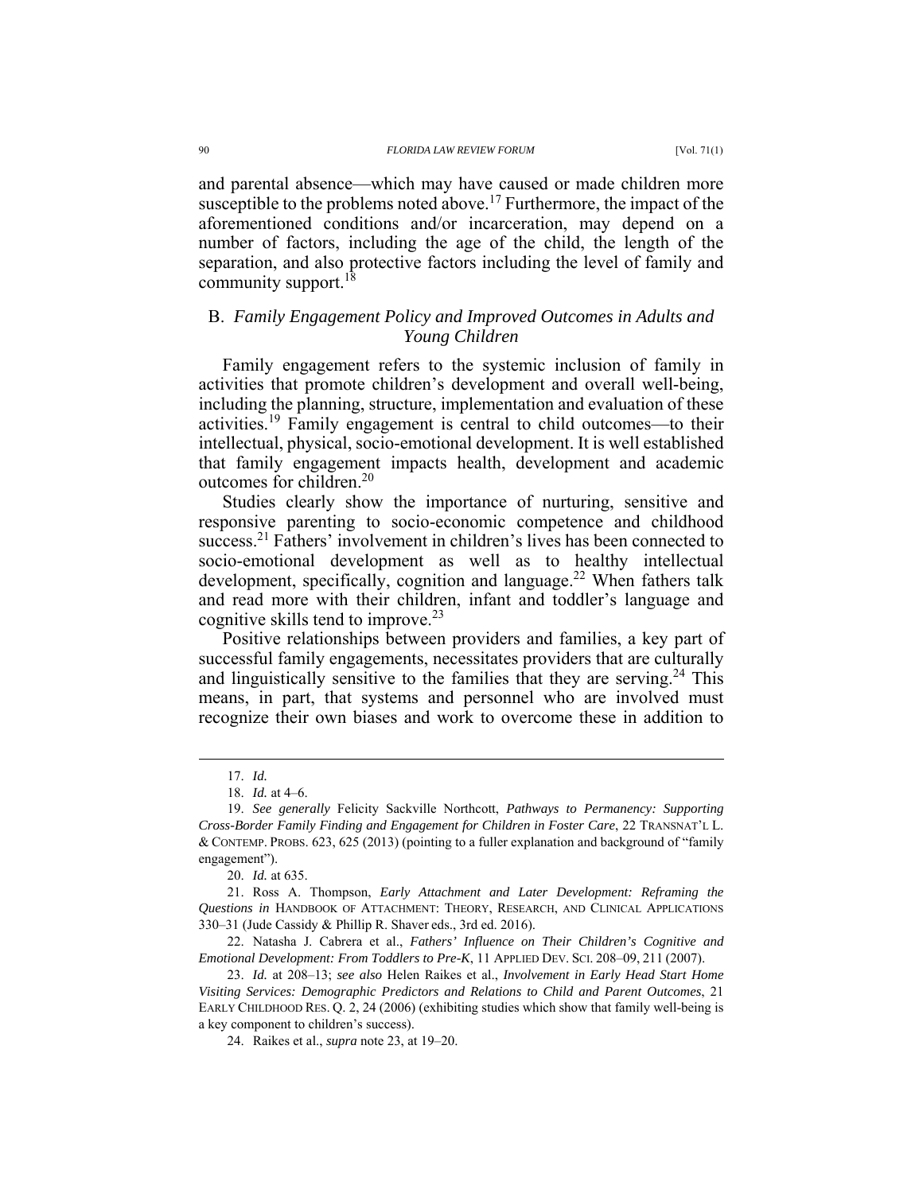and parental absence—which may have caused or made children more susceptible to the problems noted above.[17] Furthermore, the impact of the aforementioned conditions and/or incarceration, may depend on a number of factors, including the age of the child, the length of the separation, and also protective factors including the level of family and community support.[18]

### B. *Family Engagement Policy and Improved Outcomes in Adults and Young Children*

Family engagement refers to the systemic inclusion of family in activities that promote children's development and overall well-being, including the planning, structure, implementation and evaluation of these activities.[19] Family engagement is central to child outcomes—to their intellectual, physical, socio-emotional development. It is well established that family engagement impacts health, development and academic outcomes for children.[20]

Studies clearly show the importance of nurturing, sensitive and responsive parenting to socio-economic competence and childhood success.[21] Fathers' involvement in children's lives has been connected to socio-emotional development as well as to healthy intellectual development, specifically, cognition and language.[22] When fathers talk and read more with their children, infant and toddler's language and cognitive skills tend to improve.[23]

Positive relationships between providers and families, a key part of successful family engagements, necessitates providers that are culturally and linguistically sensitive to the families that they are serving.[24] This means, in part, that systems and personnel who are involved must recognize their own biases and work to overcome these in addition to

---

17. *Id.*

18. *Id.* at 4–6.

19. *See generally* Felicity Sackville Northcott, *Pathways to Permanency: Supporting Cross-Border Family Finding and Engagement for Children in Foster Care*, 22 TRANSNAT'L L. & CONTEMP. PROBS. 623, 625 (2013) (pointing to a fuller explanation and background of "family engagement").

20. *Id.* at 635.

21. Ross A. Thompson, *Early Attachment and Later Development: Reframing the Questions in* HANDBOOK OF ATTACHMENT: THEORY, RESEARCH, AND CLINICAL APPLICATIONS 330–31 (Jude Cassidy & Phillip R. Shaver eds., 3rd ed. 2016).

22. Natasha J. Cabrera et al., *Fathers' Influence on Their Children's Cognitive and Emotional Development: From Toddlers to Pre-K*, 11 APPLIED DEV. SCI. 208–09, 211 (2007).

23. *Id.* at 208–13; *see also* Helen Raikes et al., *Involvement in Early Head Start Home Visiting Services: Demographic Predictors and Relations to Child and Parent Outcomes*, 21 EARLY CHILDHOOD RES. Q. 2, 24 (2006) (exhibiting studies which show that family well-being is a key component to children's success).

24. Raikes et al., *supra* note 23, at 19–20.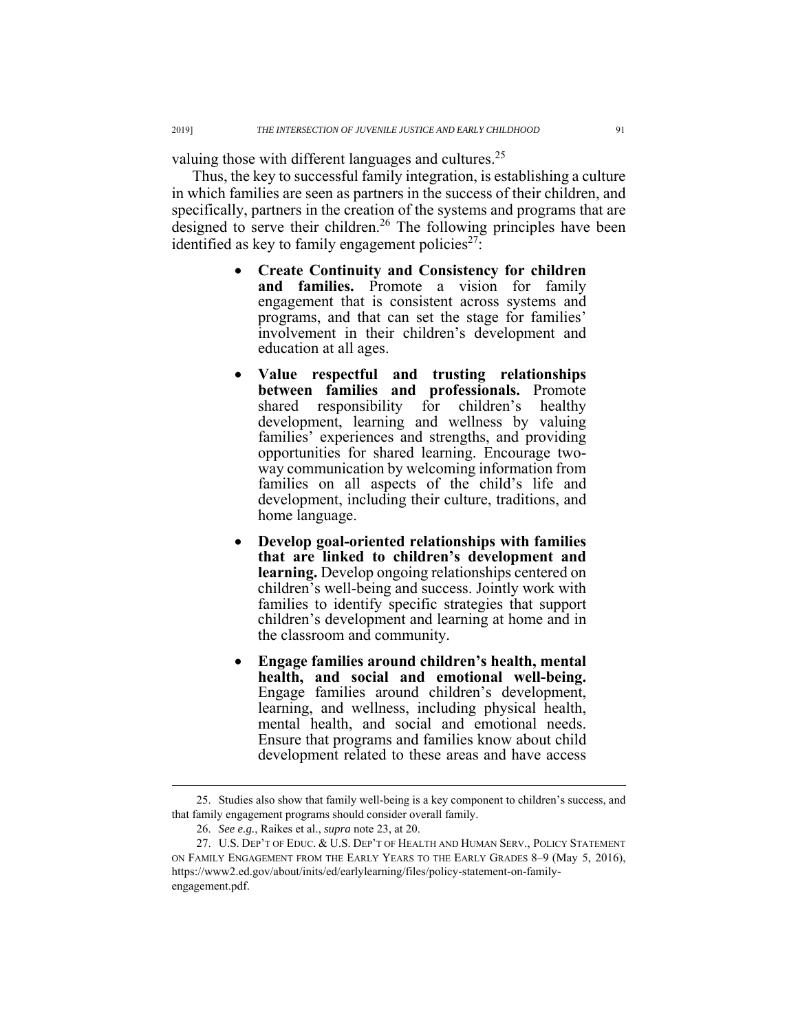valuing those with different languages and cultures.[25]

Thus, the key to successful family integration, is establishing a culture in which families are seen as partners in the success of their children, and specifically, partners in the creation of the systems and programs that are designed to serve their children.[26] The following principles have been identified as key to family engagement policies[27]:

- **Create Continuity and Consistency for children and families.** Promote a vision for family engagement that is consistent across systems and programs, and that can set the stage for families' involvement in their children's development and education at all ages.
- **Value respectful and trusting relationships between families and professionals.** Promote shared responsibility for children's healthy development, learning and wellness by valuing families' experiences and strengths, and providing opportunities for shared learning. Encourage two-way communication by welcoming information from families on all aspects of the child's life and development, including their culture, traditions, and home language.
- **Develop goal-oriented relationships with families that are linked to children's development and learning.** Develop ongoing relationships centered on children's well-being and success. Jointly work with families to identify specific strategies that support children's development and learning at home and in the classroom and community.
- **Engage families around children's health, mental health, and social and emotional well-being.** Engage families around children's development, learning, and wellness, including physical health, mental health, and social and emotional needs. Ensure that programs and families know about child development related to these areas and have access

---

25. Studies also show that family well-being is a key component to children's success, and that family engagement programs should consider overall family.

26. *See e.g.*, Raikes et al., *supra* note 23, at 20.

27. U.S. DEP'T OF EDUC. & U.S. DEP'T OF HEALTH AND HUMAN SERV., POLICY STATEMENT ON FAMILY ENGAGEMENT FROM THE EARLY YEARS TO THE EARLY GRADES 8–9 (May 5, 2016), https://www2.ed.gov/about/inits/ed/earlylearning/files/policy-statement-on-family-engagement.pdf.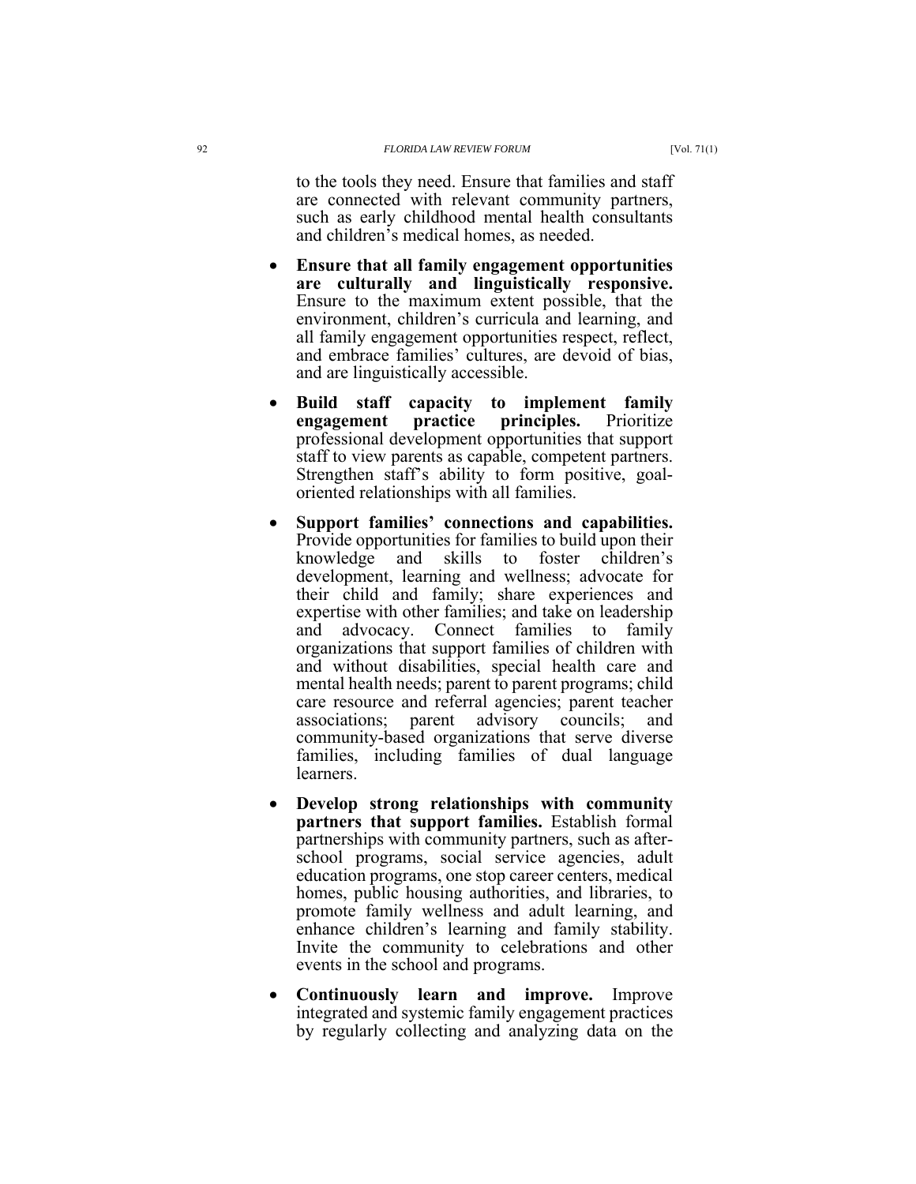to the tools they need. Ensure that families and staff are connected with relevant community partners, such as early childhood mental health consultants and children's medical homes, as needed.

- **Ensure that all family engagement opportunities are culturally and linguistically responsive.** Ensure to the maximum extent possible, that the environment, children's curricula and learning, and all family engagement opportunities respect, reflect, and embrace families' cultures, are devoid of bias, and are linguistically accessible.
- **Build staff capacity to implement family engagement practice principles.** Prioritize professional development opportunities that support staff to view parents as capable, competent partners. Strengthen staff's ability to form positive, goal-oriented relationships with all families.
- **Support families' connections and capabilities.** Provide opportunities for families to build upon their knowledge and skills to foster children's development, learning and wellness; advocate for their child and family; share experiences and expertise with other families; and take on leadership and advocacy. Connect families to family organizations that support families of children with and without disabilities, special health care and mental health needs; parent to parent programs; child care resource and referral agencies; parent teacher associations; parent advisory councils; and community-based organizations that serve diverse families, including families of dual language learners.
- **Develop strong relationships with community partners that support families.** Establish formal partnerships with community partners, such as after-school programs, social service agencies, adult education programs, one stop career centers, medical homes, public housing authorities, and libraries, to promote family wellness and adult learning, and enhance children's learning and family stability. Invite the community to celebrations and other events in the school and programs.
- **Continuously learn and improve.** Improve integrated and systemic family engagement practices by regularly collecting and analyzing data on the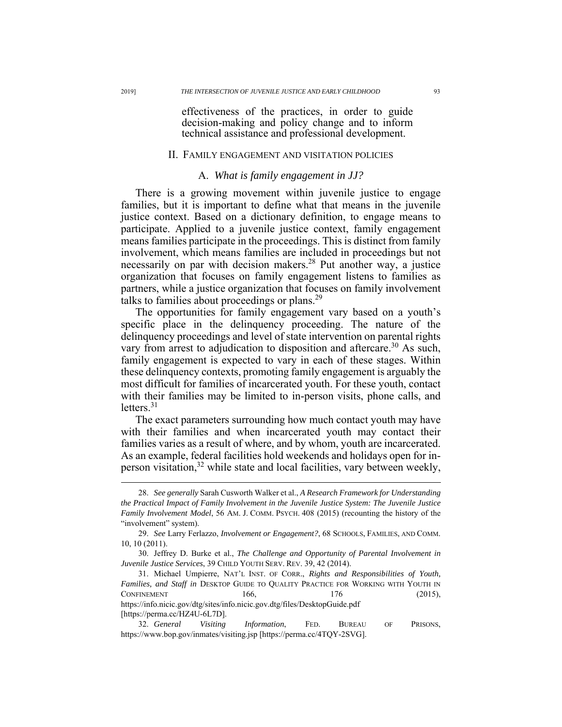> effectiveness of the practices, in order to guide decision-making and policy change and to inform technical assistance and professional development.

## II. Family engagement and visitation policies

### A. *What is family engagement in JJ?*

There is a growing movement within juvenile justice to engage families, but it is important to define what that means in the juvenile justice context. Based on a dictionary definition, to engage means to participate. Applied to a juvenile justice context, family engagement means families participate in the proceedings. This is distinct from family involvement, which means families are included in proceedings but not necessarily on par with decision makers.[28] Put another way, a justice organization that focuses on family engagement listens to families as partners, while a justice organization that focuses on family involvement talks to families about proceedings or plans.[29]

The opportunities for family engagement vary based on a youth's specific place in the delinquency proceeding. The nature of the delinquency proceedings and level of state intervention on parental rights vary from arrest to adjudication to disposition and aftercare.[30] As such, family engagement is expected to vary in each of these stages. Within these delinquency contexts, promoting family engagement is arguably the most difficult for families of incarcerated youth. For these youth, contact with their families may be limited to in-person visits, phone calls, and letters.[31]

The exact parameters surrounding how much contact youth may have with their families and when incarcerated youth may contact their families varies as a result of where, and by whom, youth are incarcerated. As an example, federal facilities hold weekends and holidays open for in-person visitation,[32] while state and local facilities, vary between weekly,

---

28. *See generally* Sarah Cusworth Walker et al., *A Research Framework for Understanding the Practical Impact of Family Involvement in the Juvenile Justice System: The Juvenile Justice Family Involvement Model*, 56 AM. J. COMM. PSYCH. 408 (2015) (recounting the history of the "involvement" system).

29. *See* Larry Ferlazzo, *Involvement or Engagement?*, 68 SCHOOLS, FAMILIES, AND COMM. 10, 10 (2011).

30. Jeffrey D. Burke et al., *The Challenge and Opportunity of Parental Involvement in Juvenile Justice Services*, 39 CHILD YOUTH SERV. REV. 39, 42 (2014).

31. Michael Umpierre, NAT'L INST. OF CORR., *Rights and Responsibilities of Youth, Families, and Staff in* DESKTOP GUIDE TO QUALITY PRACTICE FOR WORKING WITH YOUTH IN CONFINEMENT 166, 176 (2015), https://info.nicic.gov/dtg/sites/info.nicic.gov.dtg/files/DesktopGuide.pdf [https://perma.cc/HZ4U-6L7D].

32. *General Visiting Information*, FED. BUREAU OF PRISONS, https://www.bop.gov/inmates/visiting.jsp [https://perma.cc/4TQY-2SVG].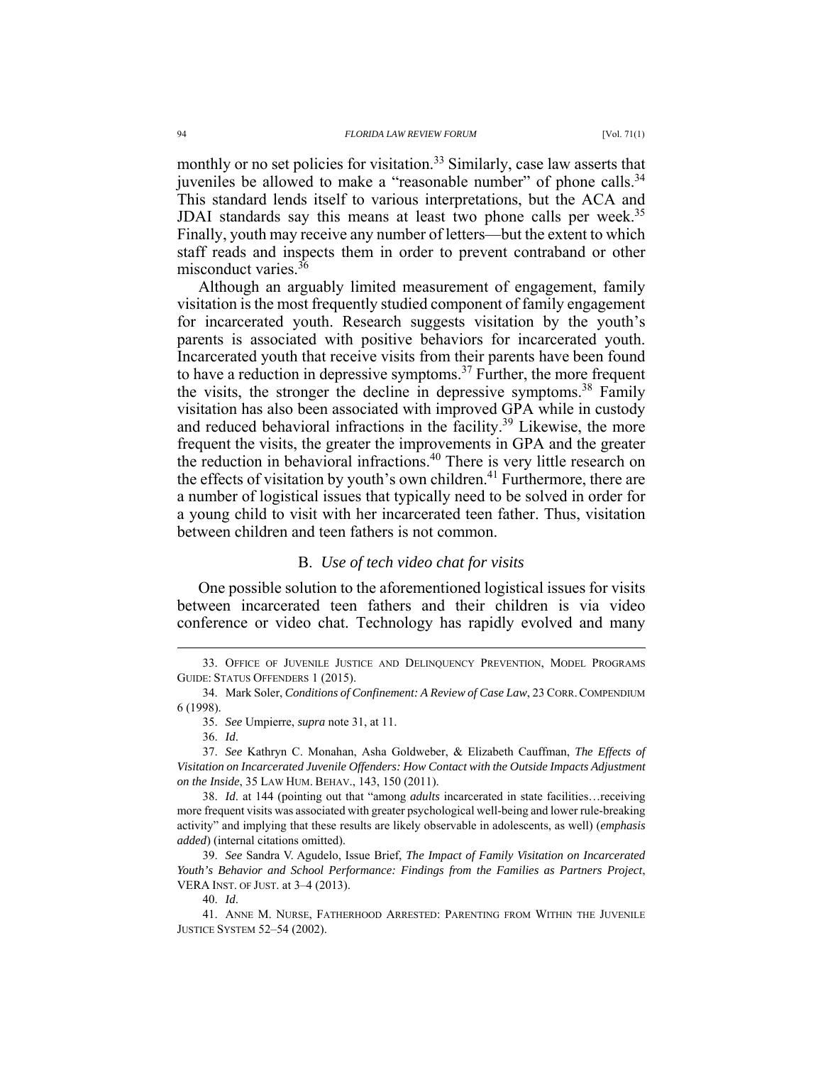monthly or no set policies for visitation.[33] Similarly, case law asserts that juveniles be allowed to make a "reasonable number" of phone calls.[34] This standard lends itself to various interpretations, but the ACA and JDAI standards say this means at least two phone calls per week.[35] Finally, youth may receive any number of letters—but the extent to which staff reads and inspects them in order to prevent contraband or other misconduct varies.[36]

Although an arguably limited measurement of engagement, family visitation is the most frequently studied component of family engagement for incarcerated youth. Research suggests visitation by the youth's parents is associated with positive behaviors for incarcerated youth. Incarcerated youth that receive visits from their parents have been found to have a reduction in depressive symptoms.[37] Further, the more frequent the visits, the stronger the decline in depressive symptoms.[38] Family visitation has also been associated with improved GPA while in custody and reduced behavioral infractions in the facility.[39] Likewise, the more frequent the visits, the greater the improvements in GPA and the greater the reduction in behavioral infractions.[40] There is very little research on the effects of visitation by youth's own children.[41] Furthermore, there are a number of logistical issues that typically need to be solved in order for a young child to visit with her incarcerated teen father. Thus, visitation between children and teen fathers is not common.

### B. *Use of tech video chat for visits*

One possible solution to the aforementioned logistical issues for visits between incarcerated teen fathers and their children is via video conference or video chat. Technology has rapidly evolved and many

---

33. OFFICE OF JUVENILE JUSTICE AND DELINQUENCY PREVENTION, MODEL PROGRAMS GUIDE: STATUS OFFENDERS 1 (2015).

34. Mark Soler, *Conditions of Confinement: A Review of Case Law*, 23 CORR. COMPENDIUM 6 (1998).

35. *See* Umpierre, *supra* note 31, at 11.

36. *Id*.

37. *See* Kathryn C. Monahan, Asha Goldweber, & Elizabeth Cauffman, *The Effects of Visitation on Incarcerated Juvenile Offenders: How Contact with the Outside Impacts Adjustment on the Inside*, 35 LAW HUM. BEHAV., 143, 150 (2011).

38. *Id*. at 144 (pointing out that "among *adults* incarcerated in state facilities…receiving more frequent visits was associated with greater psychological well-being and lower rule-breaking activity" and implying that these results are likely observable in adolescents, as well) (*emphasis added*) (internal citations omitted).

39. *See* Sandra V. Agudelo, Issue Brief, *The Impact of Family Visitation on Incarcerated Youth's Behavior and School Performance: Findings from the Families as Partners Project*, VERA INST. OF JUST. at 3–4 (2013).

40. *Id*.

41. ANNE M. NURSE, FATHERHOOD ARRESTED: PARENTING FROM WITHIN THE JUVENILE JUSTICE SYSTEM 52–54 (2002).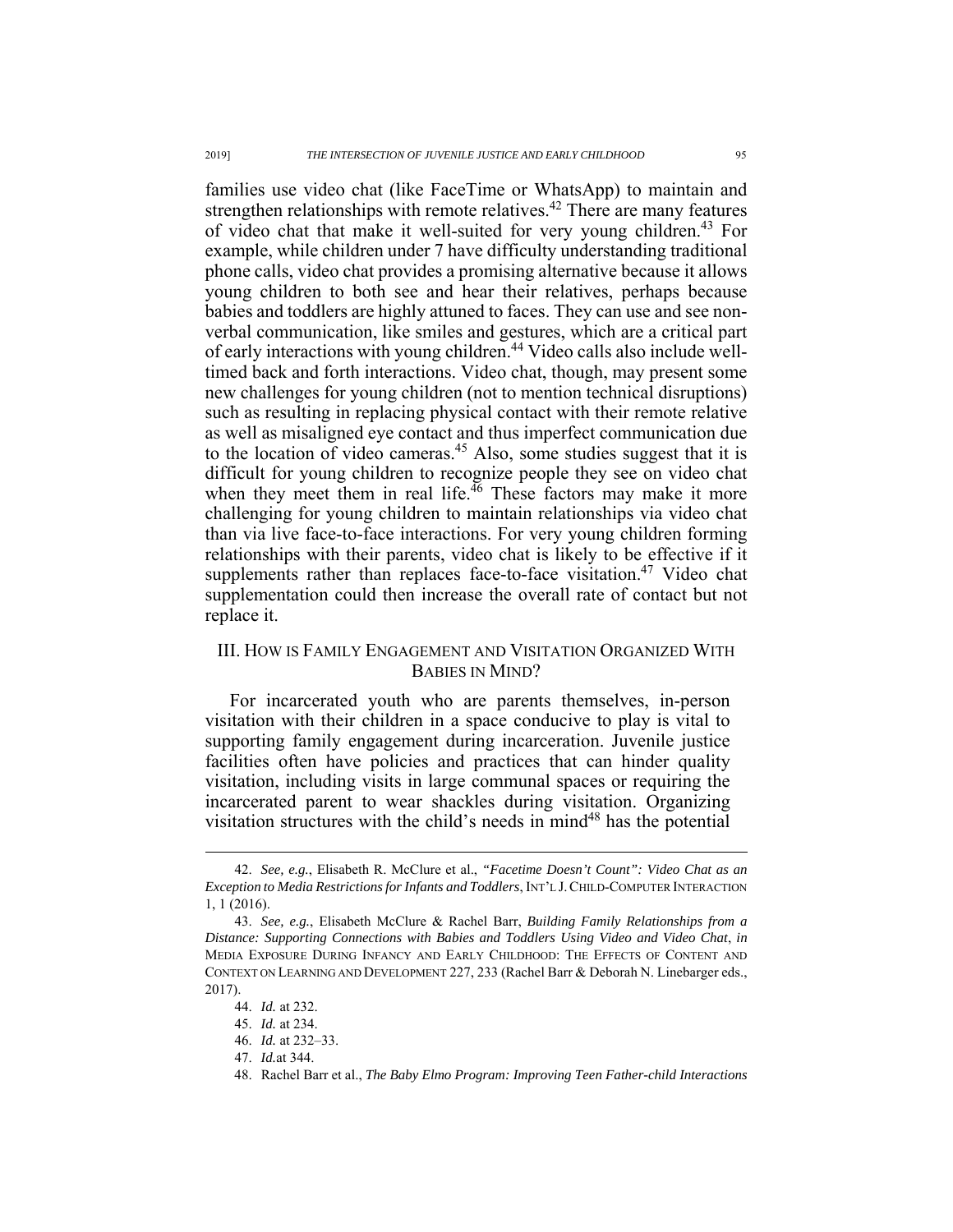families use video chat (like FaceTime or WhatsApp) to maintain and strengthen relationships with remote relatives.[42] There are many features of video chat that make it well-suited for very young children.[43] For example, while children under 7 have difficulty understanding traditional phone calls, video chat provides a promising alternative because it allows young children to both see and hear their relatives, perhaps because babies and toddlers are highly attuned to faces. They can use and see non-verbal communication, like smiles and gestures, which are a critical part of early interactions with young children.[44] Video calls also include well-timed back and forth interactions. Video chat, though, may present some new challenges for young children (not to mention technical disruptions) such as resulting in replacing physical contact with their remote relative as well as misaligned eye contact and thus imperfect communication due to the location of video cameras.[45] Also, some studies suggest that it is difficult for young children to recognize people they see on video chat when they meet them in real life.[46] These factors may make it more challenging for young children to maintain relationships via video chat than via live face-to-face interactions. For very young children forming relationships with their parents, video chat is likely to be effective if it supplements rather than replaces face-to-face visitation.[47] Video chat supplementation could then increase the overall rate of contact but not replace it.

## III. How is Family Engagement and Visitation Organized With Babies in Mind?

For incarcerated youth who are parents themselves, in-person visitation with their children in a space conducive to play is vital to supporting family engagement during incarceration. Juvenile justice facilities often have policies and practices that can hinder quality visitation, including visits in large communal spaces or requiring the incarcerated parent to wear shackles during visitation. Organizing visitation structures with the child's needs in mind[48] has the potential

---

42. *See, e.g.*, Elisabeth R. McClure et al., *"Facetime Doesn't Count": Video Chat as an Exception to Media Restrictions for Infants and Toddlers*, INT'L J. CHILD-COMPUTER INTERACTION 1, 1 (2016).

43. *See, e.g.*, Elisabeth McClure & Rachel Barr, *Building Family Relationships from a Distance: Supporting Connections with Babies and Toddlers Using Video and Video Chat*, *in* MEDIA EXPOSURE DURING INFANCY AND EARLY CHILDHOOD: THE EFFECTS OF CONTENT AND CONTEXT ON LEARNING AND DEVELOPMENT 227, 233 (Rachel Barr & Deborah N. Linebarger eds., 2017).

44. *Id.* at 232.

45. *Id.* at 234.

46. *Id.* at 232–33.

47. *Id.*at 344.

48. Rachel Barr et al., *The Baby Elmo Program: Improving Teen Father-child Interactions*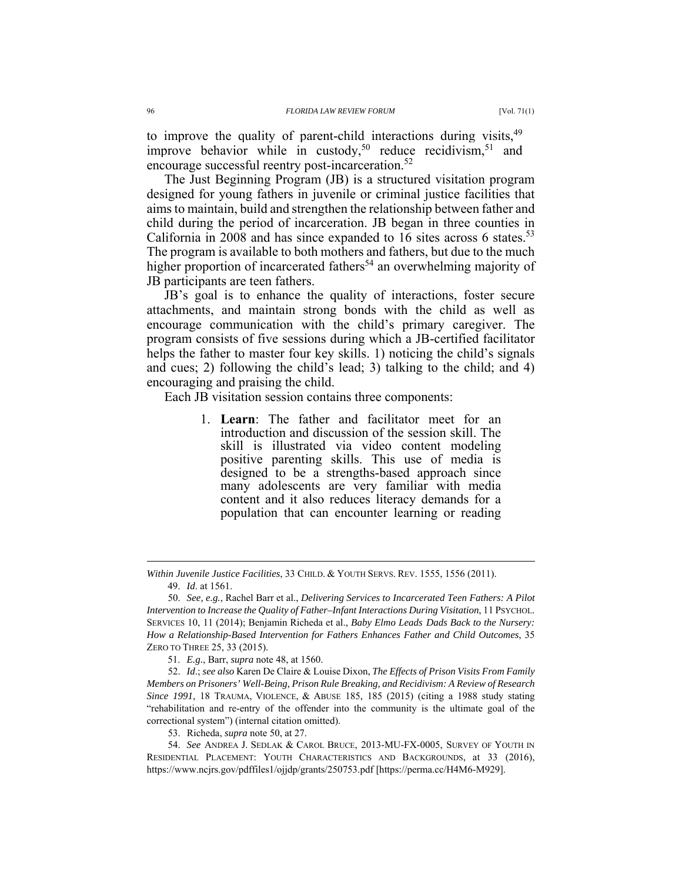to improve the quality of parent-child interactions during visits,[49] improve behavior while in custody,[50] reduce recidivism,[51] and encourage successful reentry post-incarceration.[52]

The Just Beginning Program (JB) is a structured visitation program designed for young fathers in juvenile or criminal justice facilities that aims to maintain, build and strengthen the relationship between father and child during the period of incarceration. JB began in three counties in California in 2008 and has since expanded to 16 sites across 6 states.[53] The program is available to both mothers and fathers, but due to the much higher proportion of incarcerated fathers[54] an overwhelming majority of JB participants are teen fathers.

JB's goal is to enhance the quality of interactions, foster secure attachments, and maintain strong bonds with the child as well as encourage communication with the child's primary caregiver. The program consists of five sessions during which a JB-certified facilitator helps the father to master four key skills. 1) noticing the child's signals and cues; 2) following the child's lead; 3) talking to the child; and 4) encouraging and praising the child.

Each JB visitation session contains three components:

1. **Learn**: The father and facilitator meet for an introduction and discussion of the session skill. The skill is illustrated via video content modeling positive parenting skills. This use of media is designed to be a strengths-based approach since many adolescents are very familiar with media content and it also reduces literacy demands for a population that can encounter learning or reading

---

*Within Juvenile Justice Facilities*, 33 CHILD. & YOUTH SERVS. REV. 1555, 1556 (2011).

49. *Id*. at 1561.

50. *See, e.g.*, Rachel Barr et al., *Delivering Services to Incarcerated Teen Fathers: A Pilot Intervention to Increase the Quality of Father–Infant Interactions During Visitation*, 11 PSYCHOL. SERVICES 10, 11 (2014); Benjamin Richeda et al., *Baby Elmo Leads Dads Back to the Nursery: How a Relationship-Based Intervention for Fathers Enhances Father and Child Outcomes*, 35 ZERO TO THREE 25, 33 (2015).

51. *E.g*., Barr, *supra* note 48, at 1560.

52. *Id*.; *see also* Karen De Claire & Louise Dixon, *The Effects of Prison Visits From Family Members on Prisoners' Well-Being, Prison Rule Breaking, and Recidivism: A Review of Research Since 1991*, 18 TRAUMA, VIOLENCE, & ABUSE 185, 185 (2015) (citing a 1988 study stating "rehabilitation and re-entry of the offender into the community is the ultimate goal of the correctional system") (internal citation omitted).

53. Richeda, *supra* note 50, at 27.

54. *See* ANDREA J. SEDLAK & CAROL BRUCE, 2013-MU-FX-0005, SURVEY OF YOUTH IN RESIDENTIAL PLACEMENT: YOUTH CHARACTERISTICS AND BACKGROUNDS, at 33 (2016), https://www.ncjrs.gov/pdffiles1/ojjdp/grants/250753.pdf [https://perma.cc/H4M6-M929].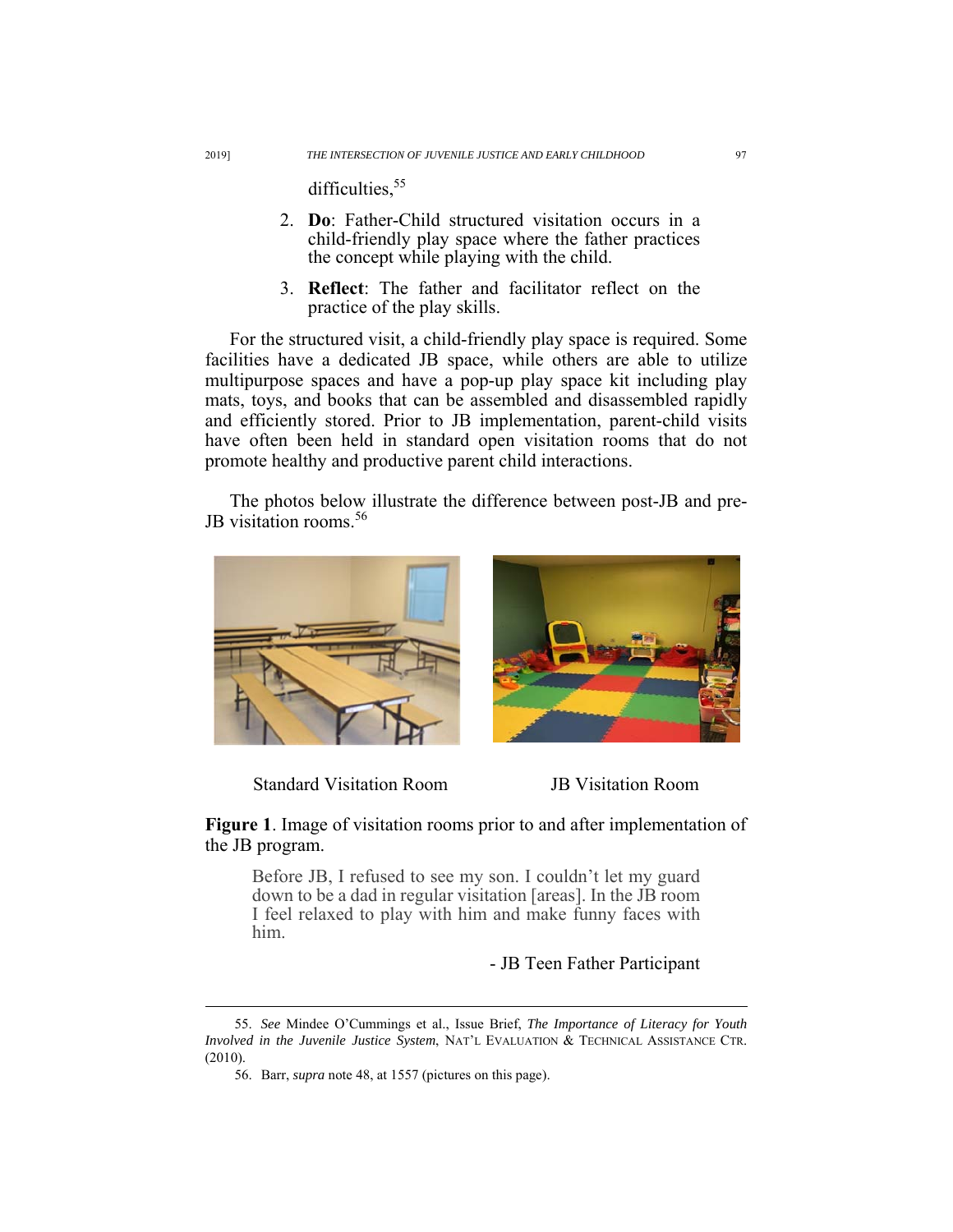difficulties,[55]

2. **Do**: Father-Child structured visitation occurs in a child-friendly play space where the father practices the concept while playing with the child.
3. **Reflect**: The father and facilitator reflect on the practice of the play skills.

For the structured visit, a child-friendly play space is required. Some facilities have a dedicated JB space, while others are able to utilize multipurpose spaces and have a pop-up play space kit including play mats, toys, and books that can be assembled and disassembled rapidly and efficiently stored. Prior to JB implementation, parent-child visits have often been held in standard open visitation rooms that do not promote healthy and productive parent child interactions.

The photos below illustrate the difference between post-JB and pre-JB visitation rooms.[56]

Standard Visitation Room

JB Visitation Room

**Figure 1**. Image of visitation rooms prior to and after implementation of the JB program.

> Before JB, I refused to see my son. I couldn't let my guard down to be a dad in regular visitation [areas]. In the JB room I feel relaxed to play with him and make funny faces with him.
>
> \- JB Teen Father Participant

55. *See* Mindee O'Cummings et al., Issue Brief, *The Importance of Literacy for Youth Involved in the Juvenile Justice System*, NAT'L EVALUATION & TECHNICAL ASSISTANCE CTR. (2010).

56. Barr, *supra* note 48, at 1557 (pictures on this page).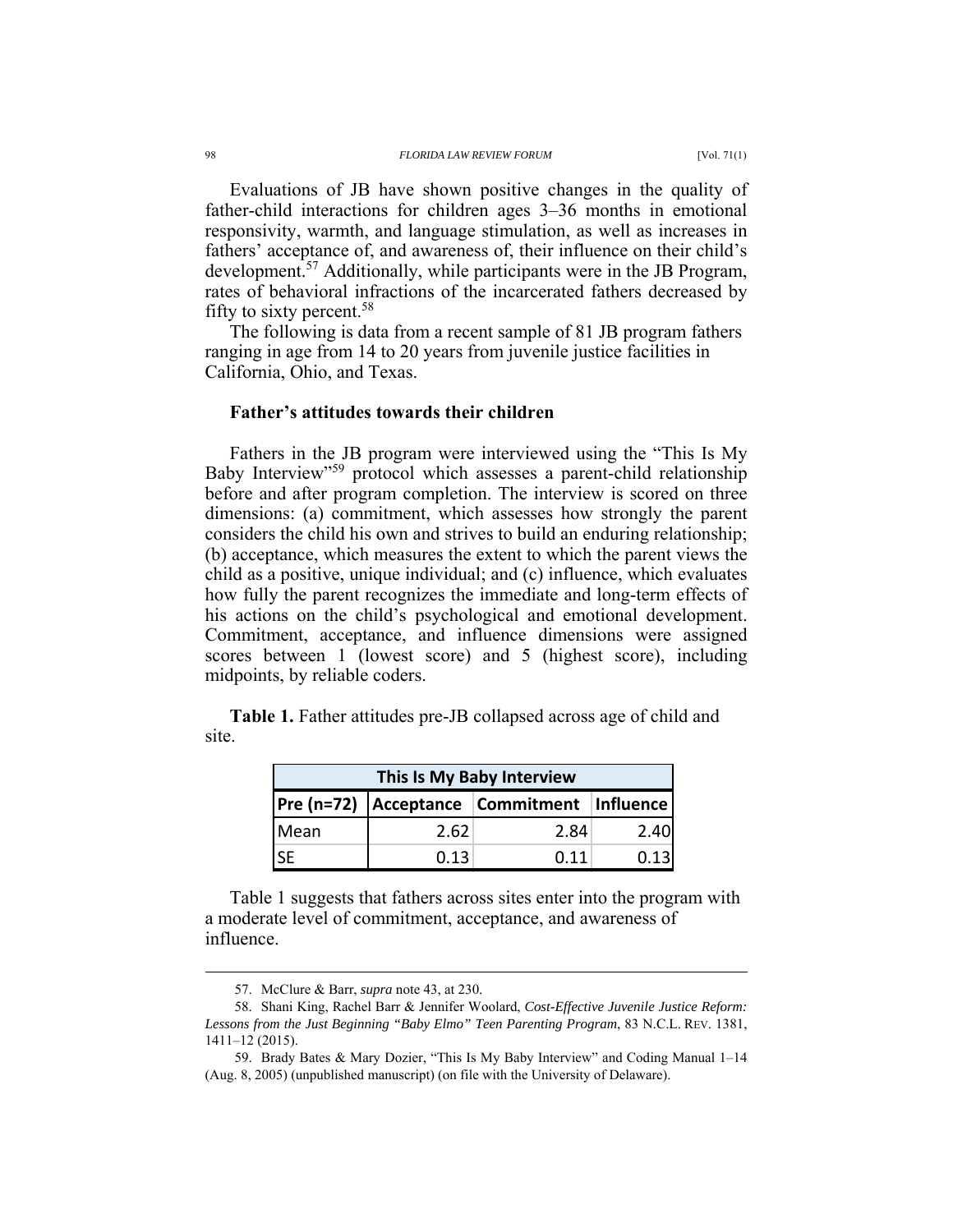Evaluations of JB have shown positive changes in the quality of father-child interactions for children ages 3–36 months in emotional responsivity, warmth, and language stimulation, as well as increases in fathers' acceptance of, and awareness of, their influence on their child's development.[57] Additionally, while participants were in the JB Program, rates of behavioral infractions of the incarcerated fathers decreased by fifty to sixty percent.[58]

The following is data from a recent sample of 81 JB program fathers ranging in age from 14 to 20 years from juvenile justice facilities in California, Ohio, and Texas.

**Father's attitudes towards their children**

Fathers in the JB program were interviewed using the "This Is My Baby Interview"[59] protocol which assesses a parent-child relationship before and after program completion. The interview is scored on three dimensions: (a) commitment, which assesses how strongly the parent considers the child his own and strives to build an enduring relationship; (b) acceptance, which measures the extent to which the parent views the child as a positive, unique individual; and (c) influence, which evaluates how fully the parent recognizes the immediate and long-term effects of his actions on the child's psychological and emotional development. Commitment, acceptance, and influence dimensions were assigned scores between 1 (lowest score) and 5 (highest score), including midpoints, by reliable coders.

**Table 1.** Father attitudes pre-JB collapsed across age of child and site.

| This Is My Baby Interview | | | |
|---|---|---|---|
| Pre (n=72) | Acceptance | Commitment | Influence |
| Mean | 2.62 | 2.84 | 2.40 |
| SE | 0.13 | 0.11 | 0.13 |

Table 1 suggests that fathers across sites enter into the program with a moderate level of commitment, acceptance, and awareness of influence.

57. McClure & Barr, *supra* note 43, at 230.

58. Shani King, Rachel Barr & Jennifer Woolard, *Cost-Effective Juvenile Justice Reform: Lessons from the Just Beginning "Baby Elmo" Teen Parenting Program*, 83 N.C.L. REV. 1381, 1411–12 (2015).

59. Brady Bates & Mary Dozier, "This Is My Baby Interview" and Coding Manual 1–14 (Aug. 8, 2005) (unpublished manuscript) (on file with the University of Delaware).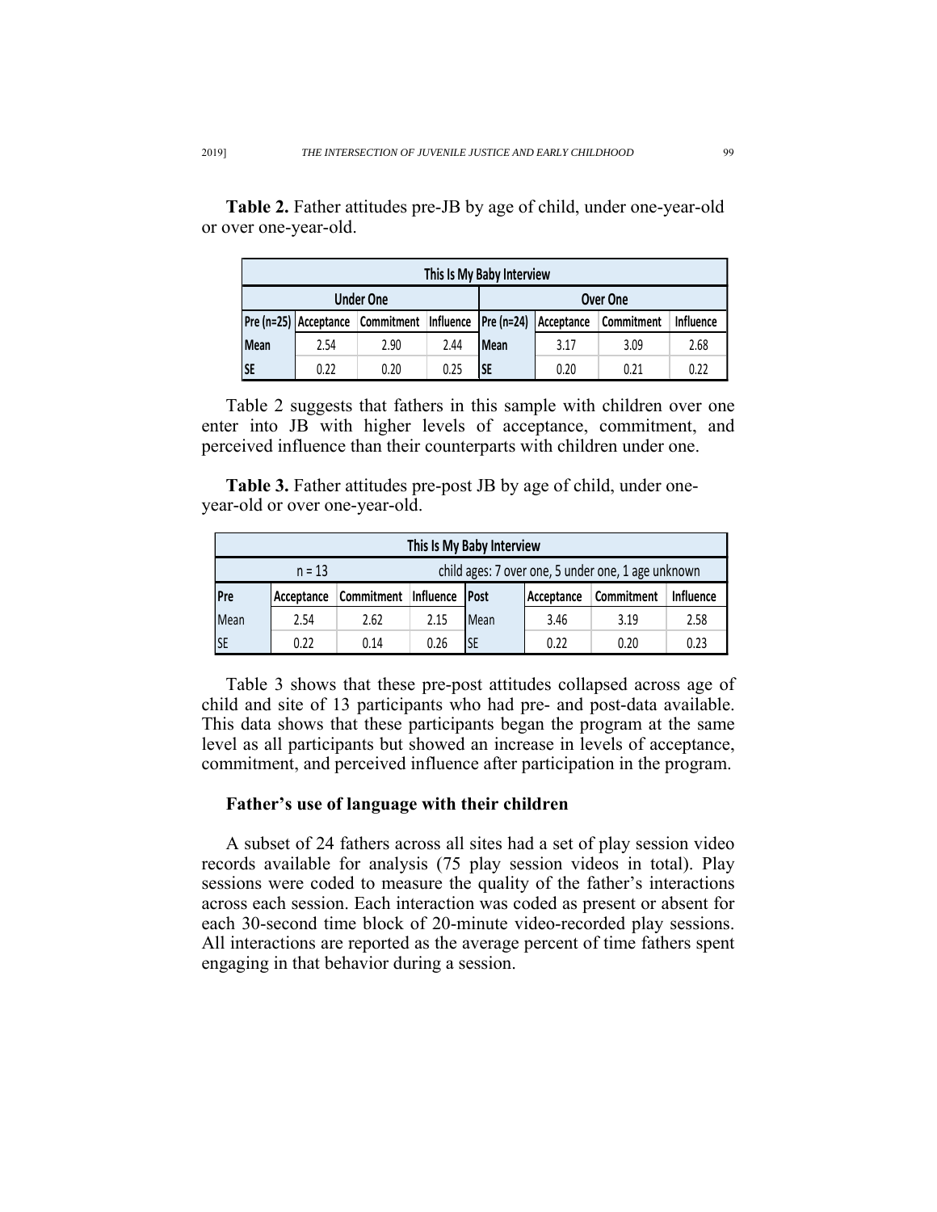**Table 2.** Father attitudes pre-JB by age of child, under one-year-old or over one-year-old.

| This Is My Baby Interview | | | | | | | |
|---|---|---|---|---|---|---|---|
| Under One | | | | Over One | | | |
| Pre (n=25) | Acceptance | Commitment | Influence | Pre (n=24) | Acceptance | Commitment | Influence |
| Mean | 2.54 | 2.90 | 2.44 | Mean | 3.17 | 3.09 | 2.68 |
| SE | 0.22 | 0.20 | 0.25 | SE | 0.20 | 0.21 | 0.22 |

Table 2 suggests that fathers in this sample with children over one enter into JB with higher levels of acceptance, commitment, and perceived influence than their counterparts with children under one.

**Table 3.** Father attitudes pre-post JB by age of child, under one-year-old or over one-year-old.

| This Is My Baby Interview | | | | | | | |
|---|---|---|---|---|---|---|---|
| n = 13 | | | child ages: 7 over one, 5 under one, 1 age unknown | | | | |
| Pre | Acceptance | Commitment | Influence | Post | Acceptance | Commitment | Influence |
| Mean | 2.54 | 2.62 | 2.15 | Mean | 3.46 | 3.19 | 2.58 |
| SE | 0.22 | 0.14 | 0.26 | SE | 0.22 | 0.20 | 0.23 |

Table 3 shows that these pre-post attitudes collapsed across age of child and site of 13 participants who had pre- and post-data available. This data shows that these participants began the program at the same level as all participants but showed an increase in levels of acceptance, commitment, and perceived influence after participation in the program.

**Father's use of language with their children**

A subset of 24 fathers across all sites had a set of play session video records available for analysis (75 play session videos in total). Play sessions were coded to measure the quality of the father's interactions across each session. Each interaction was coded as present or absent for each 30-second time block of 20-minute video-recorded play sessions. All interactions are reported as the average percent of time fathers spent engaging in that behavior during a session.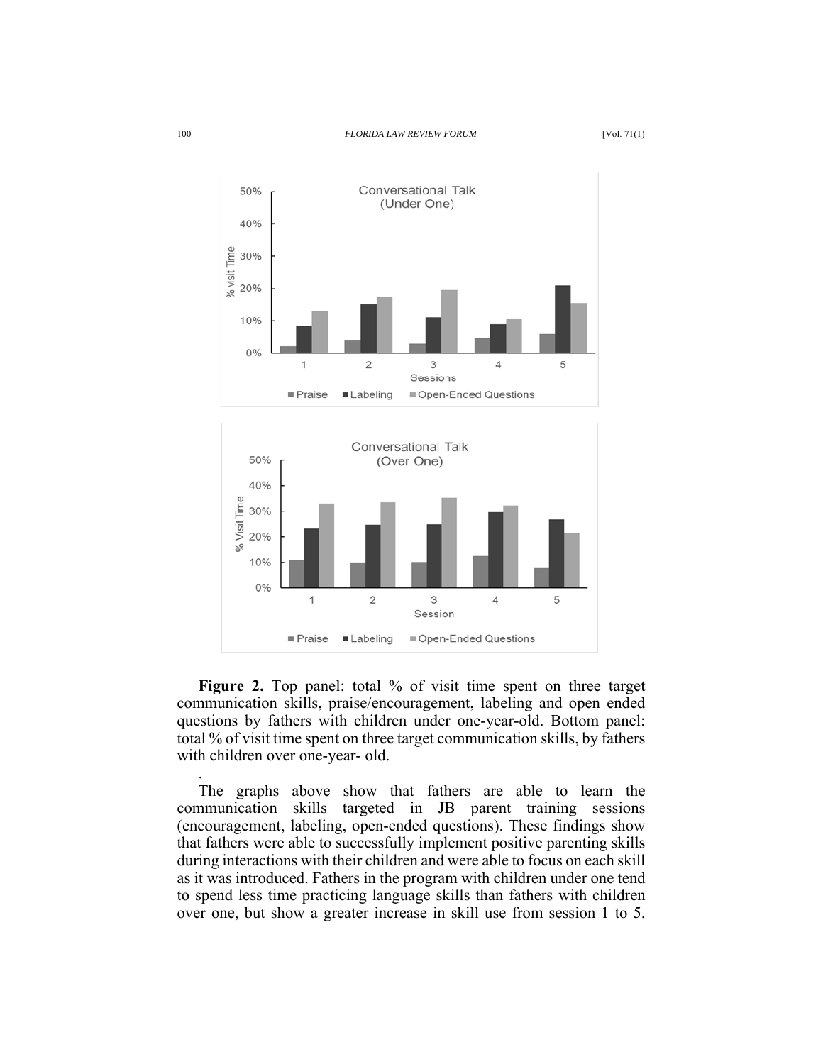**Figure 2.** Top panel: total % of visit time spent on three target communication skills, praise/encouragement, labeling and open ended questions by fathers with children under one-year-old. Bottom panel: total % of visit time spent on three target communication skills, by fathers with children over one-year- old.

.

The graphs above show that fathers are able to learn the communication skills targeted in JB parent training sessions (encouragement, labeling, open-ended questions). These findings show that fathers were able to successfully implement positive parenting skills during interactions with their children and were able to focus on each skill as it was introduced. Fathers in the program with children under one tend to spend less time practicing language skills than fathers with children over one, but show a greater increase in skill use from session 1 to 5.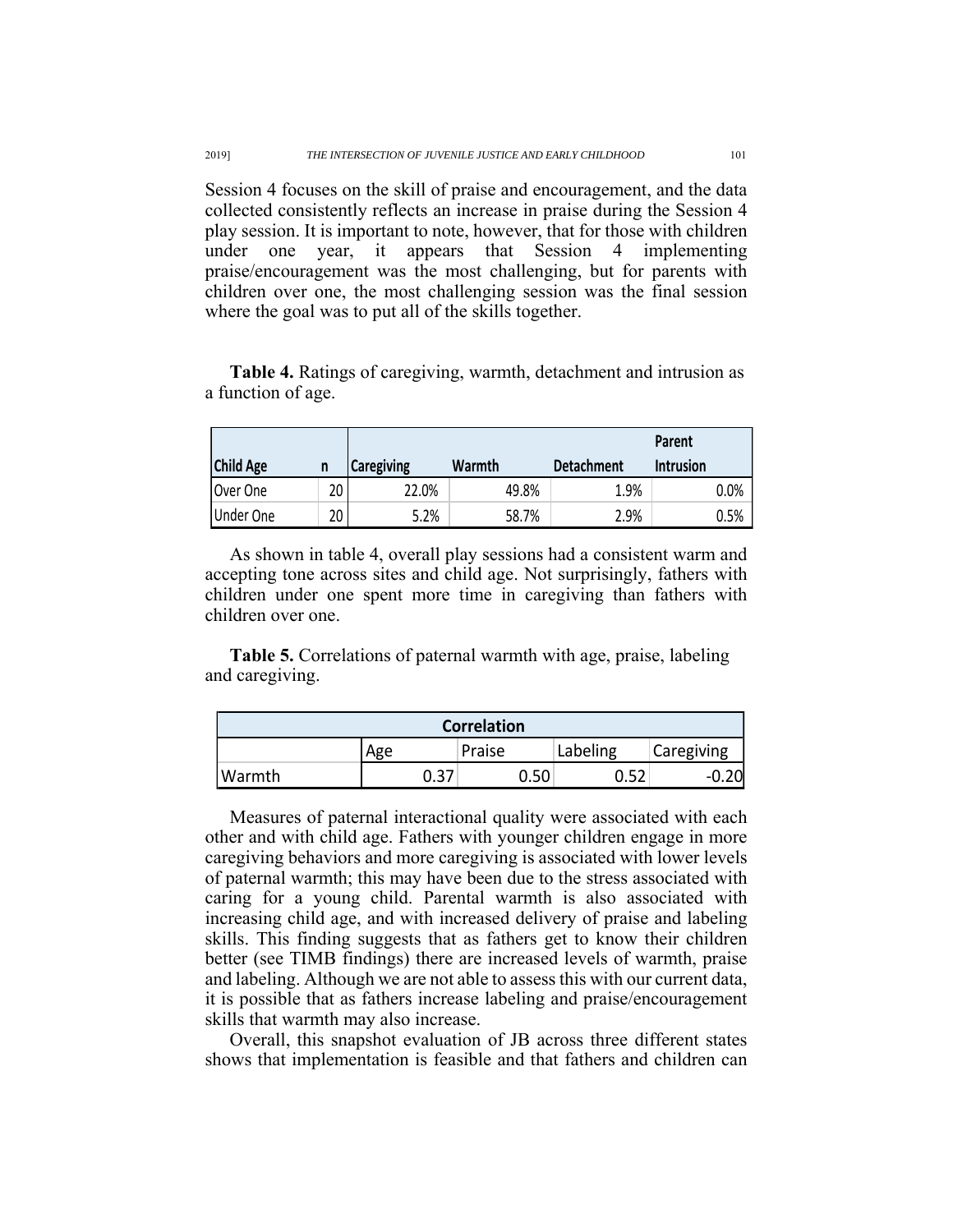Session 4 focuses on the skill of praise and encouragement, and the data collected consistently reflects an increase in praise during the Session 4 play session. It is important to note, however, that for those with children under one year, it appears that Session 4 implementing praise/encouragement was the most challenging, but for parents with children over one, the most challenging session was the final session where the goal was to put all of the skills together.

**Table 4.** Ratings of caregiving, warmth, detachment and intrusion as a function of age.

| Child Age | n | Caregiving | Warmth | Detachment | Parent Intrusion |
|---|---|---|---|---|---|
| Over One | 20 | 22.0% | 49.8% | 1.9% | 0.0% |
| Under One | 20 | 5.2% | 58.7% | 2.9% | 0.5% |

As shown in table 4, overall play sessions had a consistent warm and accepting tone across sites and child age. Not surprisingly, fathers with children under one spent more time in caregiving than fathers with children over one.

**Table 5.** Correlations of paternal warmth with age, praise, labeling and caregiving.

| Correlation | | | | |
|---|---|---|---|---|
| | Age | Praise | Labeling | Caregiving |
| Warmth | 0.37 | 0.50 | 0.52 | -0.20 |

Measures of paternal interactional quality were associated with each other and with child age. Fathers with younger children engage in more caregiving behaviors and more caregiving is associated with lower levels of paternal warmth; this may have been due to the stress associated with caring for a young child. Parental warmth is also associated with increasing child age, and with increased delivery of praise and labeling skills. This finding suggests that as fathers get to know their children better (see TIMB findings) there are increased levels of warmth, praise and labeling. Although we are not able to assess this with our current data, it is possible that as fathers increase labeling and praise/encouragement skills that warmth may also increase.

Overall, this snapshot evaluation of JB across three different states shows that implementation is feasible and that fathers and children can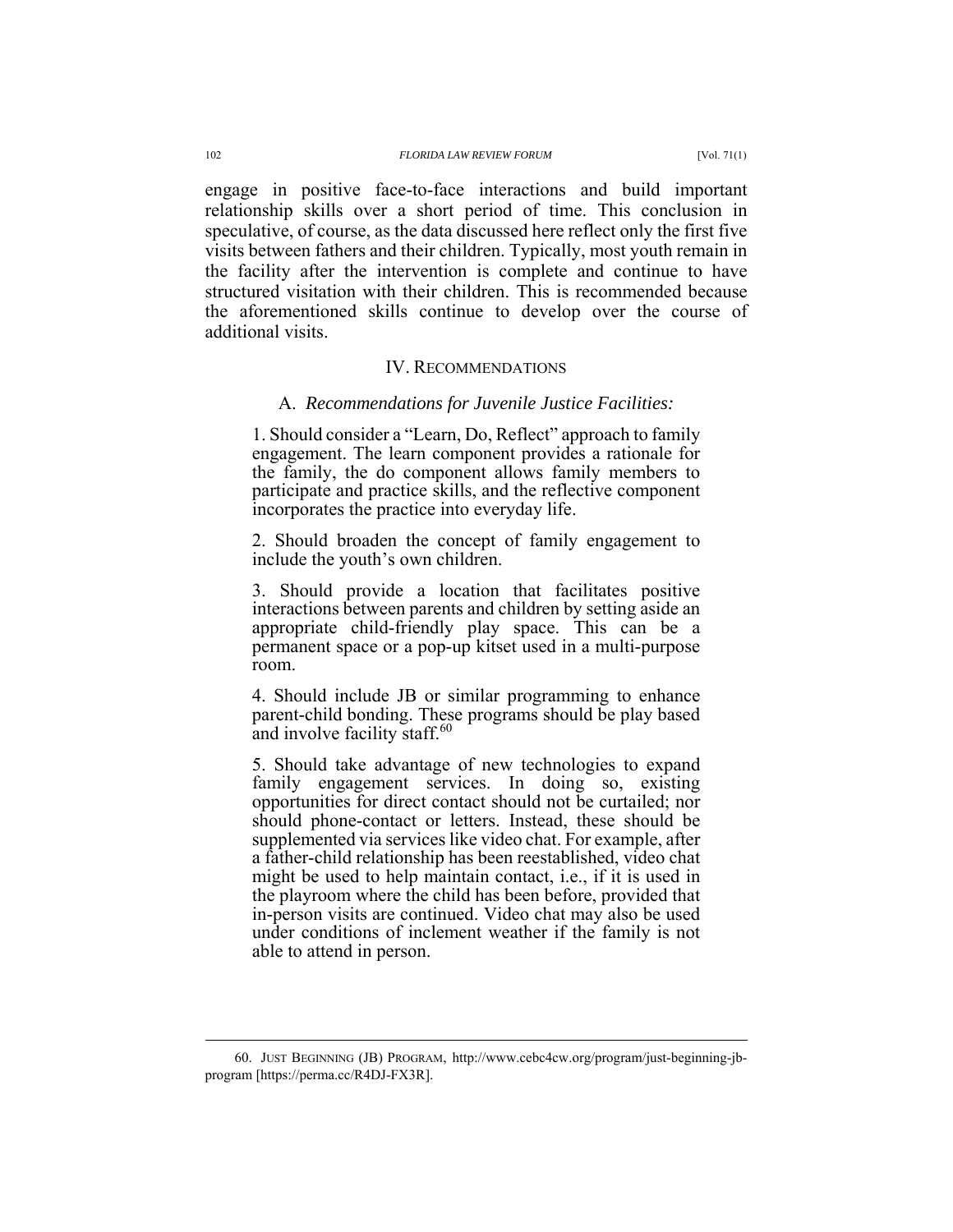engage in positive face-to-face interactions and build important relationship skills over a short period of time. This conclusion in speculative, of course, as the data discussed here reflect only the first five visits between fathers and their children. Typically, most youth remain in the facility after the intervention is complete and continue to have structured visitation with their children. This is recommended because the aforementioned skills continue to develop over the course of additional visits.

## IV. Recommendations

### A. *Recommendations for Juvenile Justice Facilities:*

1. Should consider a "Learn, Do, Reflect" approach to family engagement. The learn component provides a rationale for the family, the do component allows family members to participate and practice skills, and the reflective component incorporates the practice into everyday life.

2. Should broaden the concept of family engagement to include the youth's own children.

3. Should provide a location that facilitates positive interactions between parents and children by setting aside an appropriate child-friendly play space. This can be a permanent space or a pop-up kitset used in a multi-purpose room.

4. Should include JB or similar programming to enhance parent-child bonding. These programs should be play based and involve facility staff.[60]

5. Should take advantage of new technologies to expand family engagement services. In doing so, existing opportunities for direct contact should not be curtailed; nor should phone-contact or letters. Instead, these should be supplemented via services like video chat. For example, after a father-child relationship has been reestablished, video chat might be used to help maintain contact, i.e., if it is used in the playroom where the child has been before, provided that in-person visits are continued. Video chat may also be used under conditions of inclement weather if the family is not able to attend in person.

---

60. Just Beginning (JB) Program, http://www.cebc4cw.org/program/just-beginning-jb-program [https://perma.cc/R4DJ-FX3R].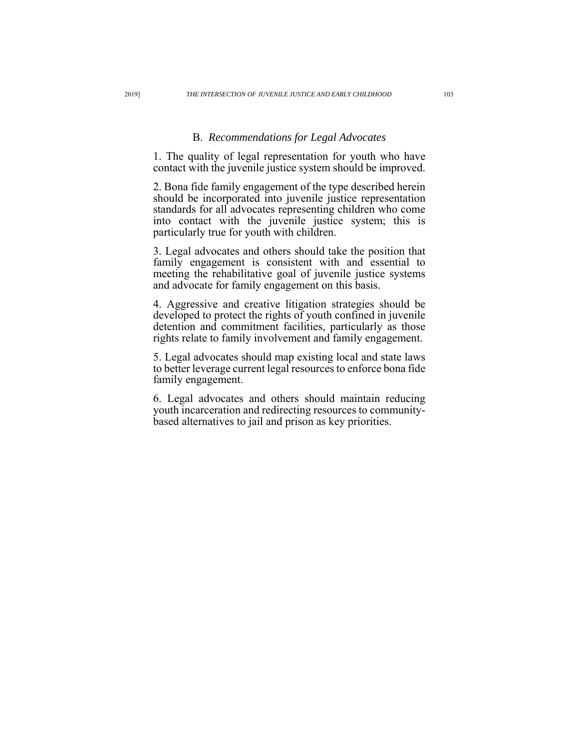### B. *Recommendations for Legal Advocates*

1. The quality of legal representation for youth who have contact with the juvenile justice system should be improved.

2. Bona fide family engagement of the type described herein should be incorporated into juvenile justice representation standards for all advocates representing children who come into contact with the juvenile justice system; this is particularly true for youth with children.

3. Legal advocates and others should take the position that family engagement is consistent with and essential to meeting the rehabilitative goal of juvenile justice systems and advocate for family engagement on this basis.

4. Aggressive and creative litigation strategies should be developed to protect the rights of youth confined in juvenile detention and commitment facilities, particularly as those rights relate to family involvement and family engagement.

5. Legal advocates should map existing local and state laws to better leverage current legal resources to enforce bona fide family engagement.

6. Legal advocates and others should maintain reducing youth incarceration and redirecting resources to community-based alternatives to jail and prison as key priorities.